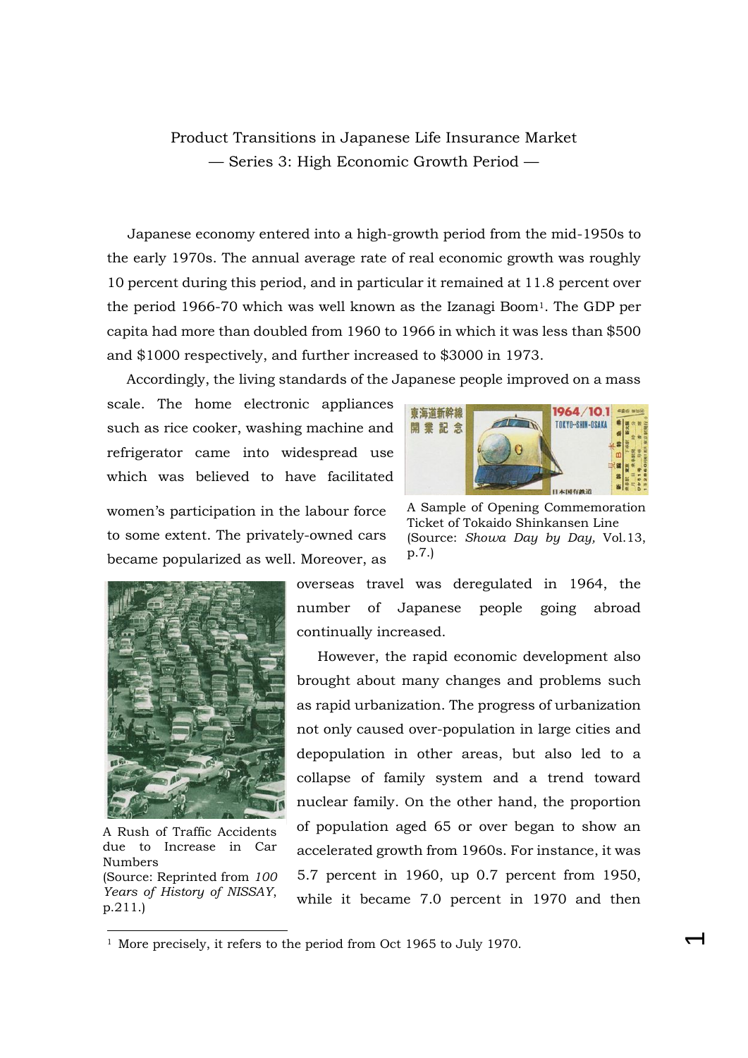# Product Transitions in Japanese Life Insurance Market
## — Series 3: High Economic Growth Period —

Japanese economy entered into a high-growth period from the mid-1950s to the early 1970s. The annual average rate of real economic growth was roughly 10 percent during this period, and in particular it remained at 11.8 percent over the period 1966-70 which was well known as the Izanagi Boom[1]. The GDP per capita had more than doubled from 1960 to 1966 in which it was less than $500 and $1000 respectively, and further increased to $3000 in 1973.

Accordingly, the living standards of the Japanese people improved on a mass scale. The home electronic appliances such as rice cooker, washing machine and refrigerator came into widespread use which was believed to have facilitated women's participation in the labour force to some extent. The privately-owned cars became popularized as well. Moreover, as overseas travel was deregulated in 1964, the number of Japanese people going abroad continually increased.

A Sample of Opening Commemoration Ticket of Tokaido Shinkansen Line (Source: *Showa Day by Day,* Vol.13, p.7.)

However, the rapid economic development also brought about many changes and problems such as rapid urbanization. The progress of urbanization not only caused over-population in large cities and depopulation in other areas, but also led to a collapse of family system and a trend toward nuclear family. On the other hand, the proportion of population aged 65 or over began to show an accelerated growth from 1960s. For instance, it was 5.7 percent in 1960, up 0.7 percent from 1950, while it became 7.0 percent in 1970 and then

A Rush of Traffic Accidents due to Increase in Car Numbers (Source: Reprinted from *100 Years of History of NISSAY*, p.211.)

---

[1] More precisely, it refers to the period from Oct 1965 to July 1970.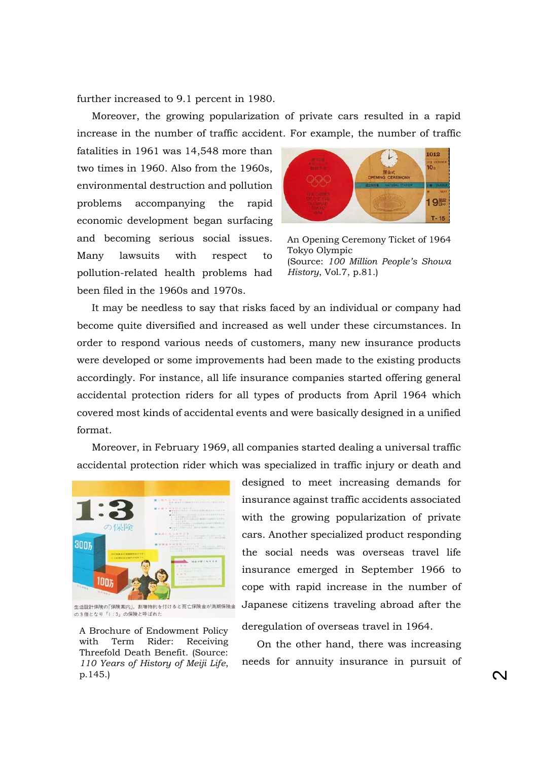further increased to 9.1 percent in 1980.

Moreover, the growing popularization of private cars resulted in a rapid increase in the number of traffic accident. For example, the number of traffic fatalities in 1961 was 14,548 more than two times in 1960. Also from the 1960s, environmental destruction and pollution problems accompanying the rapid economic development began surfacing and becoming serious social issues. Many lawsuits with respect to pollution-related health problems had been filed in the 1960s and 1970s.

An Opening Ceremony Ticket of 1964 Tokyo Olympic
(Source: *100 Million People's Showa History*, Vol.7, p.81.)

It may be needless to say that risks faced by an individual or company had become quite diversified and increased as well under these circumstances. In order to respond various needs of customers, many new insurance products were developed or some improvements had been made to the existing products accordingly. For instance, all life insurance companies started offering general accidental protection riders for all types of products from April 1964 which covered most kinds of accidental events and were basically designed in a unified format.

Moreover, in February 1969, all companies started dealing a universal traffic accidental protection rider which was specialized in traffic injury or death and designed to meet increasing demands for insurance against traffic accidents associated with the growing popularization of private cars. Another specialized product responding the social needs was overseas travel life insurance emerged in September 1966 to cope with rapid increase in the number of Japanese citizens traveling abroad after the deregulation of overseas travel in 1964.

生活設計保険の「保険案内」。割増特約を付けると死亡保険金が満期保険金の3倍となり「1：3」の保険と呼ばれた

A Brochure of Endowment Policy with Term Rider: Receiving Threefold Death Benefit. (Source: *110 Years of History of Meiji Life*, p.145.)

On the other hand, there was increasing needs for annuity insurance in pursuit of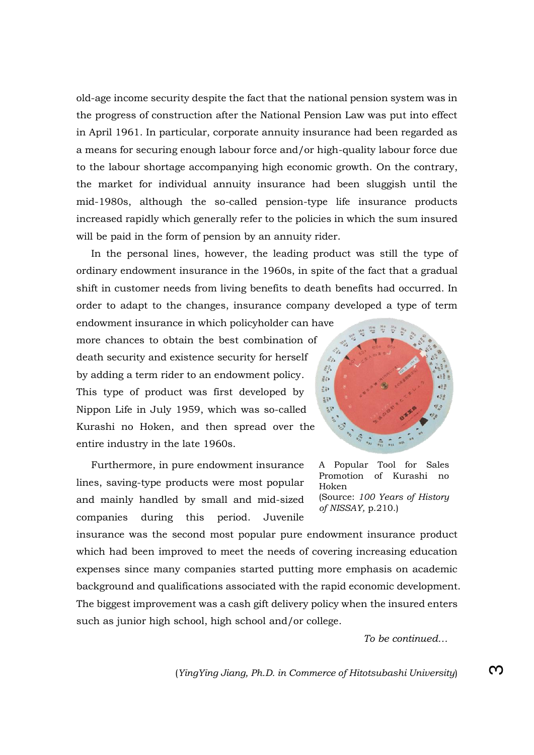old-age income security despite the fact that the national pension system was in the progress of construction after the National Pension Law was put into effect in April 1961. In particular, corporate annuity insurance had been regarded as a means for securing enough labour force and/or high-quality labour force due to the labour shortage accompanying high economic growth. On the contrary, the market for individual annuity insurance had been sluggish until the mid-1980s, although the so-called pension-type life insurance products increased rapidly which generally refer to the policies in which the sum insured will be paid in the form of pension by an annuity rider.

In the personal lines, however, the leading product was still the type of ordinary endowment insurance in the 1960s, in spite of the fact that a gradual shift in customer needs from living benefits to death benefits had occurred. In order to adapt to the changes, insurance company developed a type of term endowment insurance in which policyholder can have more chances to obtain the best combination of death security and existence security for herself by adding a term rider to an endowment policy. This type of product was first developed by Nippon Life in July 1959, which was so-called Kurashi no Hoken, and then spread over the entire industry in the late 1960s.

A Popular Tool for Sales Promotion of Kurashi no Hoken
(Source: *100 Years of History of NISSAY,* p.210.)

Furthermore, in pure endowment insurance lines, saving-type products were most popular and mainly handled by small and mid-sized companies during this period. Juvenile insurance was the second most popular pure endowment insurance product which had been improved to meet the needs of covering increasing education expenses since many companies started putting more emphasis on academic background and qualifications associated with the rapid economic development. The biggest improvement was a cash gift delivery policy when the insured enters such as junior high school, high school and/or college.

*To be continued…*

(*YingYing Jiang, Ph.D. in Commerce of Hitotsubashi University*)